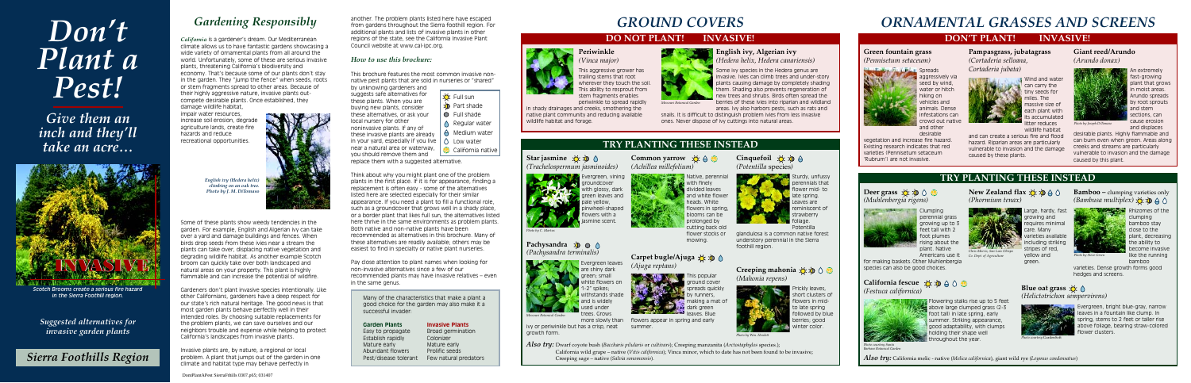# Don't Plant a Pest!

*Give them an inch and they'll take an acre…*

Scotch Brooms create a serious fire hazard in the Sierra Foothill region.

*Suggested alternatives for invasive garden plants*

**Sierra Foothills Region**

## Gardening Responsibly

*California* is a gardener's dream. Our Mediterranean climate allows us to have fantastic gardens showcasing a wide variety of ornamental plants from all around the world. Unfortunately, some of these are serious invasive plants, threatening California's biodiversity and economy. That's because some of our plants don't stay in the garden. They "jump the fence" when seeds, roots or stem fragments spread to other areas. Because of their highly aggressive nature, invasive plants outcompete desirable plants. Once established, they damage wildlife habitat, impair water resources, increase soil erosion, degrade agriculture lands, create fire hazards and reduce recreational opportunities.

*English ivy (Hedera helix) climbing on an oak tree. Photo by J. M. DiTomaso*

Some of these plants show weedy tendencies in the garden. For example, English and Algerian ivy can take over a yard and damage buildings and fences. When birds drop seeds from these ivies near a stream the plants can take over, displacing native vegetation and degrading wildlife habitat. As another example Scotch broom can quickly take over both landscaped and natural areas on your property. This plant is highly flammable and can increase the potential of wildfire.

Gardeners don't plant invasive species intentionally. Like other Californians, gardeners have a deep respect for our state's rich natural heritage. The good news is that most garden plants behave perfectly well in their intended roles. By choosing suitable replacements for the problem plants, we can save ourselves and our neighbors trouble and expense while helping to protect California's landscapes from invasive plants.

Invasive plants are, by nature, a regional or local problem. A plant that jumps out of the garden in one climate and habitat type may behave perfectly in another. The problem plants listed here have escaped from gardens throughout the Sierra Foothill region. For additional plants and lists of invasive plants in other regions of the state, see the California Invasive Plant Council website at www.cal-ipc.org.

### How to use this brochure:

This brochure features the most common invasive non-native pest plants that are sold in nurseries or "shared" by unknowing gardeners and suggests safe alternatives for these plants. When you are buying new plants, consider these alternatives, or ask your local nursery for other noninvasive plants. If any of these invasive plants are already in your yard, especially if you live near a natural area or waterway, you should remove them and replace them with a suggested alternative.

- Full sun
- Part shade
- Full shade
- Regular water
- Medium water
- Low water
- California native

Think about why you might plant one of the problem plants in the first place. If it is for appearance, finding a replacement is often easy - some of the alternatives listed here are selected especially for their similar appearance. If you need a plant to fill a functional role, such as a groundcover that grows well in a shady place, or a border plant that likes full sun, the alternatives listed here thrive in the same environments as problem plants. Both native and non-native plants have been recommended as alternatives in this brochure. Many of these alternatives are readily available, others may be easiest to find in specialty or native plant nurseries.

Pay close attention to plant names when looking for non-invasive alternatives since a few of our recommended plants may have invasive relatives – even in the same genus.

Many of the characteristics that make a plant a good choice for the garden may also make it a successful invader.

| Garden Plants | Invasive Plants |
|---|---|
| Easy to propagate | Broad germination |
| Establish rapidly | Colonizer |
| Mature early | Mature early |
| Abundant flowers | Prolific seeds |
| Pest/disease tolerant | Few natural predators |

DontPlantAPest SierraFthlls (0307.p65) 031407

# GROUND COVERS

## DO NOT PLANT! INVASIVE!

**Periwinkle** (*Vinca major*)

This aggressive grower has trailing stems that root wherever they touch the soil. This ability to resprout from stem fragments enables periwinkle to spread rapidly in shady drainages and creeks, smothering the native plant community and reducing available wildlife habitat and forage.

**English ivy, Algerian ivy** (*Hedera helix, Hedera canariensis*)

Some ivy species in the Hedera genus are invasive. Ivies can climb trees and under-story plants causing damage by completely shading them. Shading also prevents regeneration of new trees and shrubs. Birds often spread the berries of these ivies into riparian and wildland areas. Ivy also harbors pests, such as rats and snails. It is difficult to distinguish problem ivies from less invasive ones. Never dispose of ivy cuttings into natural areas.

*Missouri Botanical Garden*

## TRY PLANTING THESE INSTEAD

**Star jasmine** (*Trachelospermum jasminoides*)

Evergreen, vining groundcover with glossy, dark green leaves and pale yellow, pinwheel-shaped flowers with a jasmine scent.

*Photo by C. Martus*

**Common yarrow** (*Achillea millefolium*)

Native, perennial with finely divided leaves and white flower heads. White flowers in spring, blooms can be prolonged by cutting back old flower stocks or mowing.

**Cinquefoil** (*Potentilla* species)

Sturdy, unfussy perennials that flower mid- to late spring. Leaves are reminiscent of strawberry foliage. Potentilla glandulosa is a common native forest understory perennial in the Sierra foothill region.

**Pachysandra** (*Pachysandra terminalis*)

Evergreen leaves are shiny dark green, small white flowers on 1-2" spikes, withstands shade and is widely used under trees. Grows more slowly than ivy or periwinkle but has a crisp, neat growth form.

*Missouri Botanical Garden*

**Carpet bugle/Ajuga** (*Ajuga reptans*)

This popular ground cover spreads quickly by runners, making a mat of dark green leaves. Blue flowers appear in spring and early summer.

**Creeping mahonia** (*Mahonia repens*)

Prickly leaves, short clusters of flowers in mid- to late spring followed by blue berries; good winter color.

*Photo by Wm. Hewlett*

*Also try:* Dwarf coyote bush (*Baccharis pilularis* or cultivars); Creeping manzanita (*Arctostaphylos* species.); California wild grape – native (*Vitis californica*); Vinca minor, which to date has not been found to be invasive; Creeping sage – native (*Salvia sonomensis*).

# ORNAMENTAL GRASSES AND SCREENS

## DON'T PLANT! INVASIVE!

**Green fountain grass** (*Pennisetum setaceum*)

Spreads aggressively via seed by wind, water or hitch hiking on vehicles and animals. Dense infestations can crowd out native and other desirable vegetation and increase fire hazard. Existing research indicates that red varieties (Pennisetum setaceum 'Rubrum') are not invasive.

**Pampasgrass, jubatagrass** (*Cortaderia selloana, Cortaderia jubata*)

Wind and water can carry the tiny seeds for miles. The massive size of each plant with its accumulated litter reduces wildlife habitat and can create a serious fire and flood hazard. Riparian areas are particularly vulnerable to invasion and the damage caused by these plants.

**Giant reed/Arundo** (*Arundo donax*)

An extremely fast-growing plant that grows in moist areas. Arundo spreads by root sprouts and stem sections, can cause erosion and displaces desirable plants. Highly flammable and can burn even when green. Areas along creeks and streams are particularly vulnerable to invasion and the damage caused by this plant.

*Photo by Joseph DiTomaso*

## TRY PLANTING THESE INSTEAD

**Deer grass** (*Muhlenbergia rigens*)

Clumping perennial grass growing up to 3 feet tall with 2 foot plumes rising about the plant. Native Americans use it for making baskets. Other Muhlenbergia species can also be good choices.

**New Zealand flax** (*Phormium tenax*)

Large, hardy, fast growing and requires minimal care. Many varieties available including striking stripes of red, yellow and green.

*Chris Mallory, San Luis Obispo Co. Dept. of Agriculture*

**Bamboo –** clumping varieties only (*Bambusa multiplex*)

Rhizomes of the clumping bamboo stay close to the plant, decreasing the ability to become invasive like the running bamboo varieties. Dense growth forms good hedges and screens.

*Photo by Steve Greer*

**California fescue** (*Festuca californica*)

Flowering stalks rise up to 5 feet above large clumped grass (2-3 foot tall) in late spring, early summer. Striking appearance, good adaptability, with clumps holding their shape well throughout the year.

*Photo courtesy Santa Barbara Botanical Garden*

**Blue oat grass** (*Helictotrichon sempervirens*)

Evergreen, bright blue-gray, narrow leaves in a fountain like clump. In spring, stems to 2 feet or taller rise above foliage, bearing straw-colored flower clusters.

*Photo courtesy Gardenbed*

*Also try:* California melic – native (*Melica californica*), giant wild rye (*Leymus condensatus*)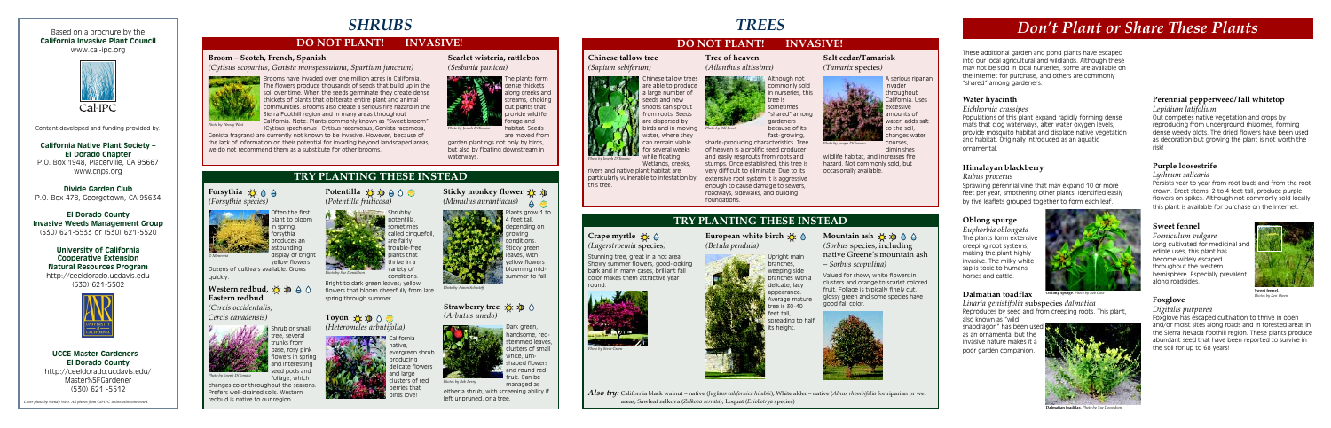Based on a brochure by the
**California Invasive Plant Council**
www.cal-ipc.org

Content developed and funded provided by:

**California Native Plant Society – El Dorado Chapter**
P.O. Box 1948, Placerville, CA 95667
www.cnps.org

**Divide Garden Club**
P.O. Box 478, Georgetown, CA 95634

**El Dorado County Invasive Weeds Management Group**
(530) 621-5533 or (530) 621-5520

**University of California Cooperative Extension Natural Resources Program**
http://ceeldorado.ucdavis.edu
(530) 621-5502

**UCCE Master Gardeners – El Dorado County**
http://ceeldorado.ucdavis.edu/Master%5FGardener
(530) 621 -5512

*Cover photo by Wendy West. All photos from Cal-IPC unless otherwise noted.*

# SHRUBS

## DO NOT PLANT! INVASIVE!

### Broom – Scotch, French, Spanish

*(Cytisus scoparius, Genista monspessulana, Spartium junceum)*

Brooms have invaded over one million acres in California. The flowers produce thousands of seeds that build up in the soil over time. When the seeds germinate they create dense thickets of plants that obliterate entire plant and animal communities. Brooms also create a serious fire hazard in the Sierra Foothill region and in many areas throughout California. Note: Plants commonly known as "Sweet broom" (Cytisus spachianus , Cytisus racemosus, Genista racemosa, Genista fragrans) are currently not known to be invasive. However, because of the lack of information on their potential for invading beyond landscaped areas, we do not recommend them as a substitute for other brooms.

*Photo by Wendy West*

### Scarlet wisteria, rattlebox

*(Sesbania punicea)*

The plants form dense thickets along creeks and streams, choking out plants that provide wildlife forage and habitat. Seeds are moved from garden plantings not only by birds, but also by floating downstream in waterways.

*Photo by Joseph DiTomaso*

## TRY PLANTING THESE INSTEAD

### Forsythia

*(Forsythia species)*

Often the first plant to bloom in spring, forsythia produces an astounding display of bright yellow flowers. Dozens of cultivars available. Grows quickly.

*© Monrovia*

### Western redbud, Eastern redbud

*(Cercis occidentalis, Cercis canadensis)*

Shrub or small tree, several trunks from base, rosy pink flowers in spring and interesting seed pods and foliage, which changes color throughout the seasons. Prefers well-drained soils. Western redbud is native to our region.

*Photo by Joseph DiTomaso*

### Potentilla

*(Potentilla fruticosa)*

Shrubby potentilla, sometimes called cinquefoil, are fairly trouble-free plants that thrive in a variety of conditions. Bright to dark green leaves; yellow flowers that bloom cheerfully from late spring through summer.

*Photo by Sue Donaldson*

### Toyon

*(Heteromeles arbutifolia)*

California native, evergreen shrub producing delicate flowers and large clusters of red berries that birds love!

### Sticky monkey flower

*(Mimulus aurantiacus)*

Plants grow 1 to 4 feet tall, depending on growing conditions. Sticky green leaves, with yellow flowers blooming mid-summer to fall.

*Photo by Anton Schwalf*

### Strawberry tree

*(Arbutus unedo)*

Dark green, handsome, red-stemmed leaves, clusters of small white, urn-shaped flowers and round red fruit. Can be managed as either a shrub, with screening ability if left unpruned, or a tree.

*Photo by Bob Perry*

# TREES

## DO NOT PLANT! INVASIVE!

### Chinese tallow tree

*(Sapium sebiferum)*

Chinese tallow trees are able to produce a large number of seeds and new shoots can sprout from roots. Seeds are dispersed by birds and in moving water, where they can remain viable for several weeks while floating. Wetlands, creeks, rivers and native plant habitat are particularly vulnerable to infestation by this tree.

*Photo by Joseph DiTomaso*

### Tree of heaven

*(Ailanthus altissima)*

Although not commonly sold in nurseries, this tree is sometimes "shared" among gardeners because of its fast-growing, shade-producing characteristics. Tree of heaven is a prolific seed producer and easily resprouts from roots and stumps. Once established, this tree is very difficult to eliminate. Due to its extensive root system it is aggressive enough to cause damage to sewers, roadways, sidewalks, and building foundations.

*Photo by Bill Frost*

### Salt cedar/Tamarisk

*(Tamarix species)*

A serious riparian invader throughout California. Uses excessive amounts of water, adds salt to the soil, changes water courses, diminishes wildlife habitat, and increases fire hazard. Not commonly sold, but occasionally available.

*Photo by Joseph DiTomaso*

## TRY PLANTING THESE INSTEAD

### Crape myrtle

*(Lagerstroemia species)*

Stunning tree, great in a hot area. Showy summer flowers, good-looking bark and in many cases, brilliant fall color makes them attractive year round.

### European white birch

*(Betula pendula)*

Upright main branches, weeping side branches with a delicate, lacy appearance. Average mature tree is 30-40 feet tall, spreading to half its height.

*Photo by Steve Gunn*

### Mountain ash

*(Sorbus species, including native Greene's mountain ash – Sorbus scopulina)*

Valued for showy white flowers in clusters and orange to scarlet colored fruit. Foliage is typically finely cut, glossy green and some species have good fall color.

***Also try:*** California black walnut – native (*Juglans californica hindsii*); White alder – native (*Alnus rhombifolia* for riparian or wet areas; Sawleaf zelkova (*Zelkova serrata*); Loquat (*Eriobotrya* species)

# Don't Plant or Share These Plants

These additional garden and pond plants have escaped into our local agricultural and wildlands. Although these may not be sold in local nurseries, some are available on the internet for purchase, and others are commonly "shared" among gardeners.

### Water hyacinth

*Eichhornia crassipes*

Populations of this plant expand rapidly forming dense mats that clog waterways, alter water oxygen levels, provide mosquito habitat and displace native vegetation and habitat. Originally introduced as an aquatic ornamental.

### Himalayan blackberry

*Rubus procerus*

Spreading perennial vine that may expand 10 or more feet per year, smothering other plants. Identified easily by five leaflets grouped together to form each leaf.

### Oblong spurge

*Euphorbia oblongata*

The plants form extensive creeping root systems, making the plant highly invasive. The milky white sap is toxic to humans, horses and cattle.

**Oblong spurge.** *Photo by Bob Case*

### Dalmatian toadflax

*Linaria genistifolia* subspecies *dalmatica*

Reproduces by seed and from creeping roots. This plant, also known as "wild snapdragon" has been used as an ornamental but the invasive nature makes it a poor garden companion.

**Dalmatian toadflax.** *Photo by Sue Donaldson*

### Perennial pepperweed/Tall whitetop

*Lepidium latifolium*

Out competes native vegetation and crops by reproducing from underground rhizomes, forming dense weedy plots. The dried flowers have been used as decoration but growing the plant is not worth the risk!

### Purple loosestrife

*Lythrum salicaria*

Persists year to year from root buds and from the root crown. Erect stems, 2 to 4 feet tall, produce purple flowers on spikes. Although not commonly sold locally, this plant is available for purchase on the internet.

### Sweet fennel

*Foeniculum vulgare*

Long cultivated for medicinal and edible uses, this plant has become widely escaped throughout the western hemisphere. Especially prevalent along roadsides.

**Sweet fennel.** *Photo by Ken Olsen*

### Foxglove

*Digitalis purpurea*

Foxglove has escaped cultivation to thrive in open and/or moist sites along roads and in forested areas in the Sierra Nevada foothill region. These plants produce abundant seed that have been reported to survive in the soil for up to 68 years!